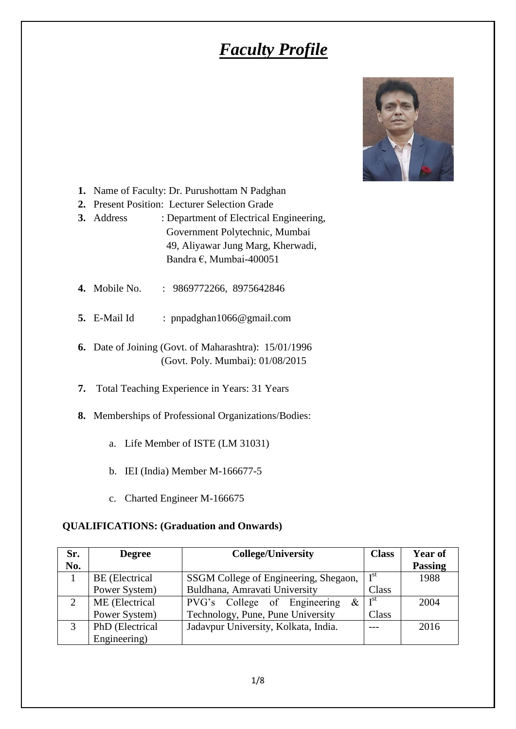# ***Faculty Profile***

1. **1.** Name of Faculty: Dr. Purushottam N Padghan
2. **2.** Present Position: Lecturer Selection Grade
3. **3.** Address : Department of Electrical Engineering,
   Government Polytechnic, Mumbai
   49, Aliyawar Jung Marg, Kherwadi,
   Bandra €, Mumbai-400051
4. **4.** Mobile No. : 9869772266, 8975642846
5. **5.** E-Mail Id : pnpadghan1066@gmail.com
6. **6.** Date of Joining (Govt. of Maharashtra): 15/01/1996
   (Govt. Poly. Mumbai): 01/08/2015
7. **7.** Total Teaching Experience in Years: 31 Years
8. **8.** Memberships of Professional Organizations/Bodies:
   a. Life Member of ISTE (LM 31031)
   b. IEI (India) Member M-166677-5
   c. Charted Engineer M-166675

**QUALIFICATIONS: (Graduation and Onwards)**

| Sr. No. | Degree | College/University | Class | Year of Passing |
|---|---|---|---|---|
| 1 | BE (Electrical Power System) | SSGM College of Engineering, Shegaon, Buldhana, Amravati University | I[st] Class | 1988 |
| 2 | ME (Electrical Power System) | PVG's College of Engineering & Technology, Pune, Pune University | I[st] Class | 2004 |
| 3 | PhD (Electrical Engineering) | Jadavpur University, Kolkata, India. | --- | 2016 |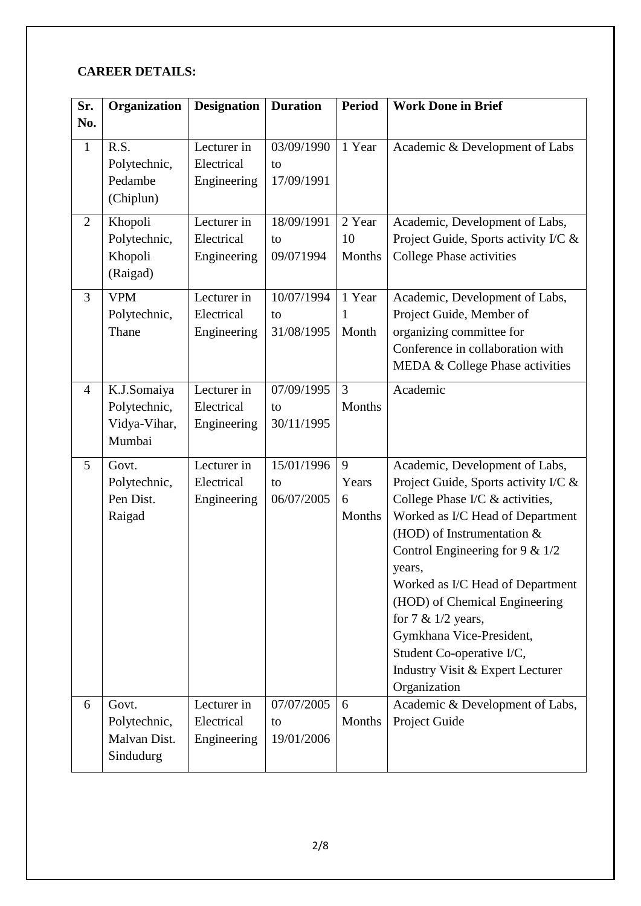**CAREER DETAILS:**

| Sr. No. | Organization | Designation | Duration | Period | Work Done in Brief |
|---|---|---|---|---|---|
| 1 | R.S. Polytechnic, Pedambe (Chiplun) | Lecturer in Electrical Engineering | 03/09/1990 to 17/09/1991 | 1 Year | Academic & Development of Labs |
| 2 | Khopoli Polytechnic, Khopoli (Raigad) | Lecturer in Electrical Engineering | 18/09/1991 to 09/071994 | 2 Year 10 Months | Academic, Development of Labs, Project Guide, Sports activity I/C & College Phase activities |
| 3 | VPM Polytechnic, Thane | Lecturer in Electrical Engineering | 10/07/1994 to 31/08/1995 | 1 Year 1 Month | Academic, Development of Labs, Project Guide, Member of organizing committee for Conference in collaboration with MEDA & College Phase activities |
| 4 | K.J.Somaiya Polytechnic, Vidya-Vihar, Mumbai | Lecturer in Electrical Engineering | 07/09/1995 to 30/11/1995 | 3 Months | Academic |
| 5 | Govt. Polytechnic, Pen Dist. Raigad | Lecturer in Electrical Engineering | 15/01/1996 to 06/07/2005 | 9 Years 6 Months | Academic, Development of Labs, Project Guide, Sports activity I/C & College Phase I/C & activities, Worked as I/C Head of Department (HOD) of Instrumentation & Control Engineering for 9 & 1/2 years, Worked as I/C Head of Department (HOD) of Chemical Engineering for 7 & 1/2 years, Gymkhana Vice-President, Student Co-operative I/C, Industry Visit & Expert Lecturer Organization |
| 6 | Govt. Polytechnic, Malvan Dist. Sindudurg | Lecturer in Electrical Engineering | 07/07/2005 to 19/01/2006 | 6 Months | Academic & Development of Labs, Project Guide |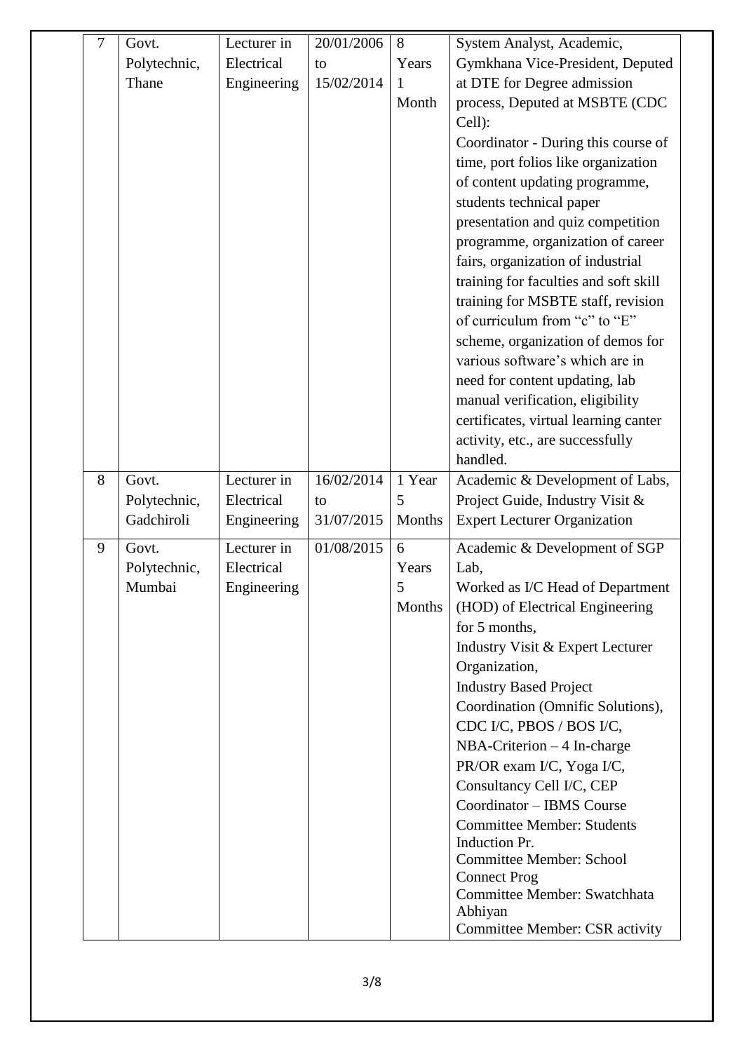| 7 | Govt. Polytechnic, Thane | Lecturer in Electrical Engineering | 20/01/2006 to 15/02/2014 | 8 Years 1 Month | System Analyst, Academic, Gymkhana Vice-President, Deputed at DTE for Degree admission process, Deputed at MSBTE (CDC Cell): Coordinator - During this course of time, port folios like organization of content updating programme, students technical paper presentation and quiz competition programme, organization of career fairs, organization of industrial training for faculties and soft skill training for MSBTE staff, revision of curriculum from "c" to "E" scheme, organization of demos for various software's which are in need for content updating, lab manual verification, eligibility certificates, virtual learning canter activity, etc., are successfully handled. |
|---|---|---|---|---|---|
| 8 | Govt. Polytechnic, Gadchiroli | Lecturer in Electrical Engineering | 16/02/2014 to 31/07/2015 | 1 Year 5 Months | Academic & Development of Labs, Project Guide, Industry Visit & Expert Lecturer Organization |
| 9 | Govt. Polytechnic, Mumbai | Lecturer in Electrical Engineering | 01/08/2015 | 6 Years 5 Months | Academic & Development of SGP Lab, Worked as I/C Head of Department (HOD) of Electrical Engineering for 5 months, Industry Visit & Expert Lecturer Organization, Industry Based Project Coordination (Omnific Solutions), CDC I/C, PBOS / BOS I/C, NBA-Criterion – 4 In-charge PR/OR exam I/C, Yoga I/C, Consultancy Cell I/C, CEP Coordinator – IBMS Course Committee Member: Students Induction Pr. Committee Member: School Connect Prog Committee Member: Swatchhata Abhiyan Committee Member: CSR activity |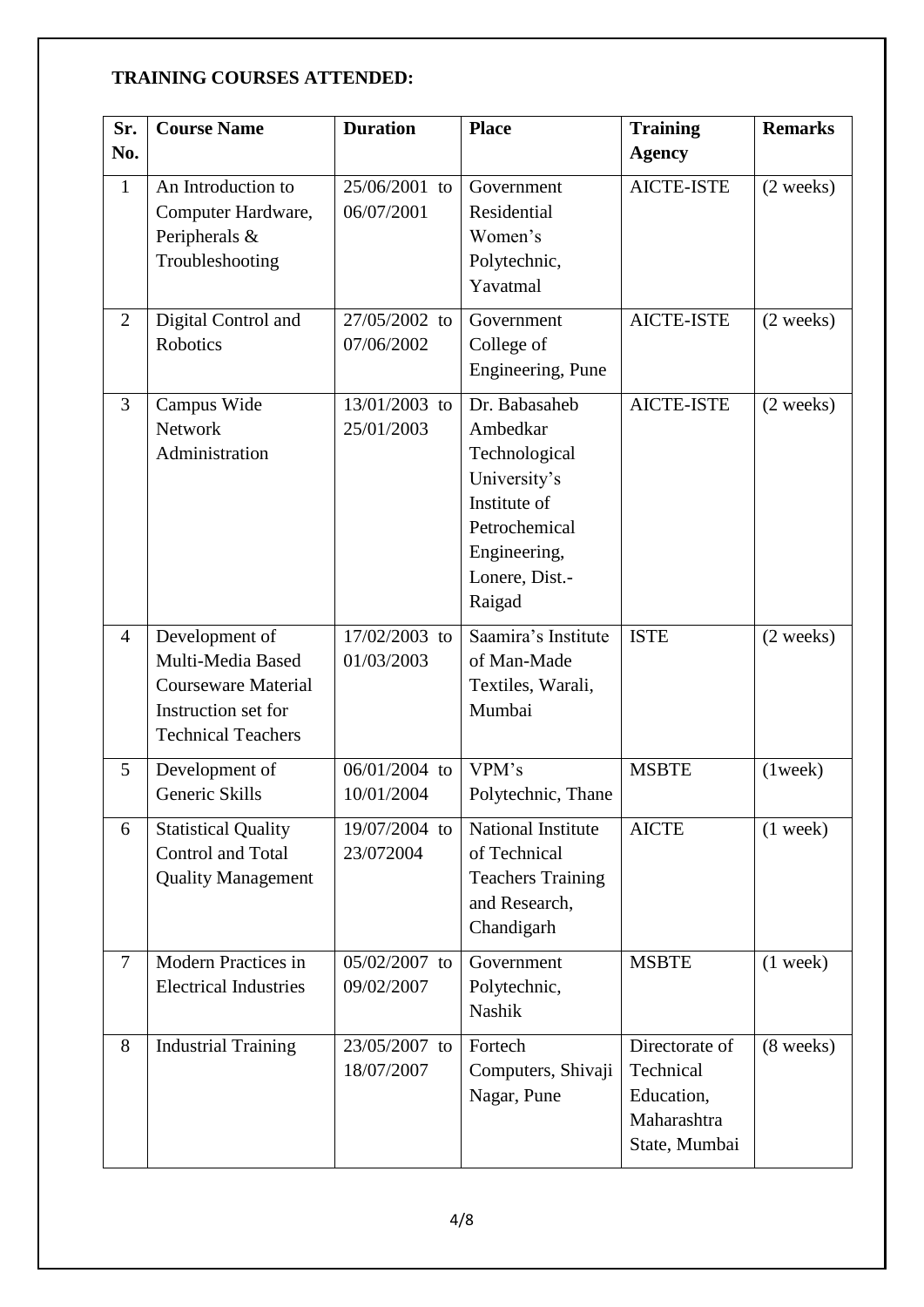**TRAINING COURSES ATTENDED:**

| Sr. No. | Course Name | Duration | Place | Training Agency | Remarks |
|---|---|---|---|---|---|
| 1 | An Introduction to Computer Hardware, Peripherals & Troubleshooting | 25/06/2001 to 06/07/2001 | Government Residential Women's Polytechnic, Yavatmal | AICTE-ISTE | (2 weeks) |
| 2 | Digital Control and Robotics | 27/05/2002 to 07/06/2002 | Government College of Engineering, Pune | AICTE-ISTE | (2 weeks) |
| 3 | Campus Wide Network Administration | 13/01/2003 to 25/01/2003 | Dr. Babasaheb Ambedkar Technological University's Institute of Petrochemical Engineering, Lonere, Dist.-Raigad | AICTE-ISTE | (2 weeks) |
| 4 | Development of Multi-Media Based Courseware Material Instruction set for Technical Teachers | 17/02/2003 to 01/03/2003 | Saamira's Institute of Man-Made Textiles, Warali, Mumbai | ISTE | (2 weeks) |
| 5 | Development of Generic Skills | 06/01/2004 to 10/01/2004 | VPM's Polytechnic, Thane | MSBTE | (1week) |
| 6 | Statistical Quality Control and Total Quality Management | 19/07/2004 to 23/072004 | National Institute of Technical Teachers Training and Research, Chandigarh | AICTE | (1 week) |
| 7 | Modern Practices in Electrical Industries | 05/02/2007 to 09/02/2007 | Government Polytechnic, Nashik | MSBTE | (1 week) |
| 8 | Industrial Training | 23/05/2007 to 18/07/2007 | Fortech Computers, Shivaji Nagar, Pune | Directorate of Technical Education, Maharashtra State, Mumbai | (8 weeks) |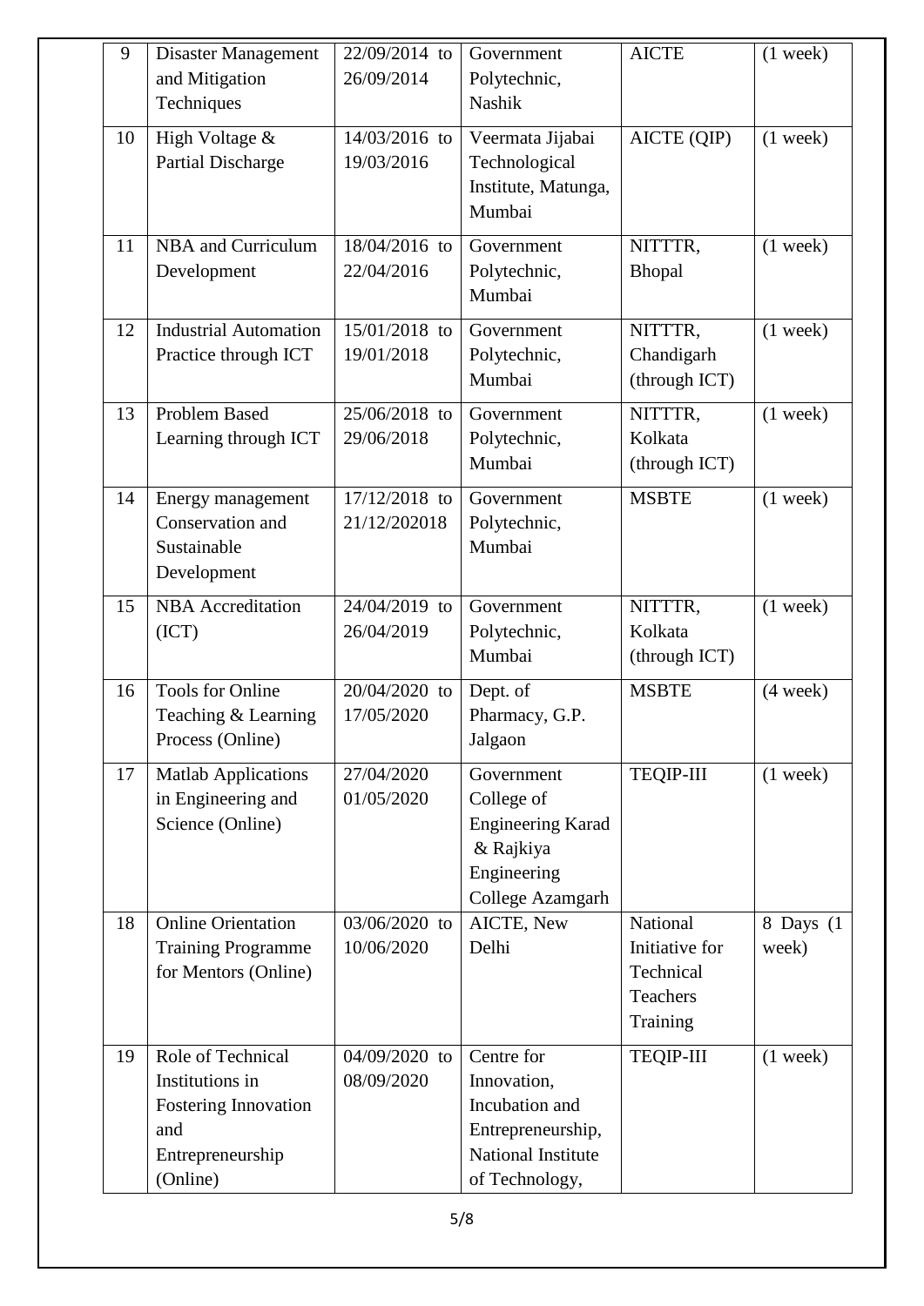| 9 | Disaster Management and Mitigation Techniques | 22/09/2014 to 26/09/2014 | Government Polytechnic, Nashik | AICTE | (1 week) |
|---|---|---|---|---|---|
| 10 | High Voltage & Partial Discharge | 14/03/2016 to 19/03/2016 | Veermata Jijabai Technological Institute, Matunga, Mumbai | AICTE (QIP) | (1 week) |
| 11 | NBA and Curriculum Development | 18/04/2016 to 22/04/2016 | Government Polytechnic, Mumbai | NITTTR, Bhopal | (1 week) |
| 12 | Industrial Automation Practice through ICT | 15/01/2018 to 19/01/2018 | Government Polytechnic, Mumbai | NITTTR, Chandigarh (through ICT) | (1 week) |
| 13 | Problem Based Learning through ICT | 25/06/2018 to 29/06/2018 | Government Polytechnic, Mumbai | NITTTR, Kolkata (through ICT) | (1 week) |
| 14 | Energy management Conservation and Sustainable Development | 17/12/2018 to 21/12/202018 | Government Polytechnic, Mumbai | MSBTE | (1 week) |
| 15 | NBA Accreditation (ICT) | 24/04/2019 to 26/04/2019 | Government Polytechnic, Mumbai | NITTTR, Kolkata (through ICT) | (1 week) |
| 16 | Tools for Online Teaching & Learning Process (Online) | 20/04/2020 to 17/05/2020 | Dept. of Pharmacy, G.P. Jalgaon | MSBTE | (4 week) |
| 17 | Matlab Applications in Engineering and Science (Online) | 27/04/2020 01/05/2020 | Government College of Engineering Karad & Rajkiya Engineering College Azamgarh | TEQIP-III | (1 week) |
| 18 | Online Orientation Training Programme for Mentors (Online) | 03/06/2020 to 10/06/2020 | AICTE, New Delhi | National Initiative for Technical Teachers Training | 8 Days (1 week) |
| 19 | Role of Technical Institutions in Fostering Innovation and Entrepreneurship (Online) | 04/09/2020 to 08/09/2020 | Centre for Innovation, Incubation and Entrepreneurship, National Institute of Technology, | TEQIP-III | (1 week) |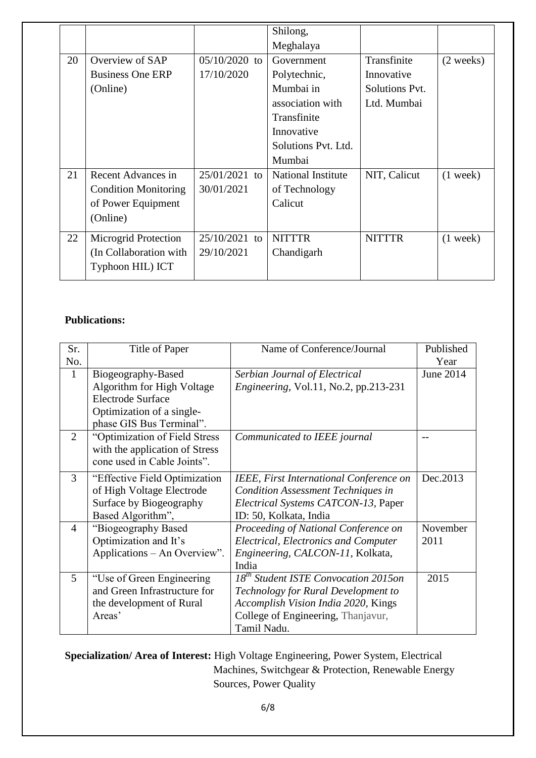|  |  |  | Shilong, Meghalaya |  |  |
|---|---|---|---|---|---|
| 20 | Overview of SAP Business One ERP (Online) | 05/10/2020 to 17/10/2020 | Government Polytechnic, Mumbai in association with Transfinite Innovative Solutions Pvt. Ltd. Mumbai | Transfinite Innovative Solutions Pvt. Ltd. Mumbai | (2 weeks) |
| 21 | Recent Advances in Condition Monitoring of Power Equipment (Online) | 25/01/2021 to 30/01/2021 | National Institute of Technology Calicut | NIT, Calicut | (1 week) |
| 22 | Microgrid Protection (In Collaboration with Typhoon HIL) ICT | 25/10/2021 to 29/10/2021 | NITTTR Chandigarh | NITTTR | (1 week) |

**Publications:**

| Sr. No. | Title of Paper | Name of Conference/Journal | Published Year |
|---|---|---|---|
| 1 | Biogeography-Based Algorithm for High Voltage Electrode Surface Optimization of a single-phase GIS Bus Terminal". | *Serbian Journal of Electrical Engineering*, Vol.11, No.2, pp.213-231 | June 2014 |
| 2 | "Optimization of Field Stress with the application of Stress cone used in Cable Joints". | *Communicated to IEEE journal* | -- |
| 3 | "Effective Field Optimization of High Voltage Electrode Surface by Biogeography Based Algorithm", | *IEEE, First International Conference on Condition Assessment Techniques in Electrical Systems CATCON-13*, Paper ID: 50, Kolkata, India | Dec.2013 |
| 4 | "Biogeography Based Optimization and It's Applications – An Overview". | *Proceeding of National Conference on Electrical, Electronics and Computer Engineering, CALCON-11*, Kolkata, India | November 2011 |
| 5 | "Use of Green Engineering and Green Infrastructure for the development of Rural Areas' | *18th Student ISTE Convocation 2015on Technology for Rural Development to Accomplish Vision India 2020*, Kings College of Engineering, Thanjavur, Tamil Nadu. | 2015 |

**Specialization/ Area of Interest:** High Voltage Engineering, Power System, Electrical Machines, Switchgear & Protection, Renewable Energy Sources, Power Quality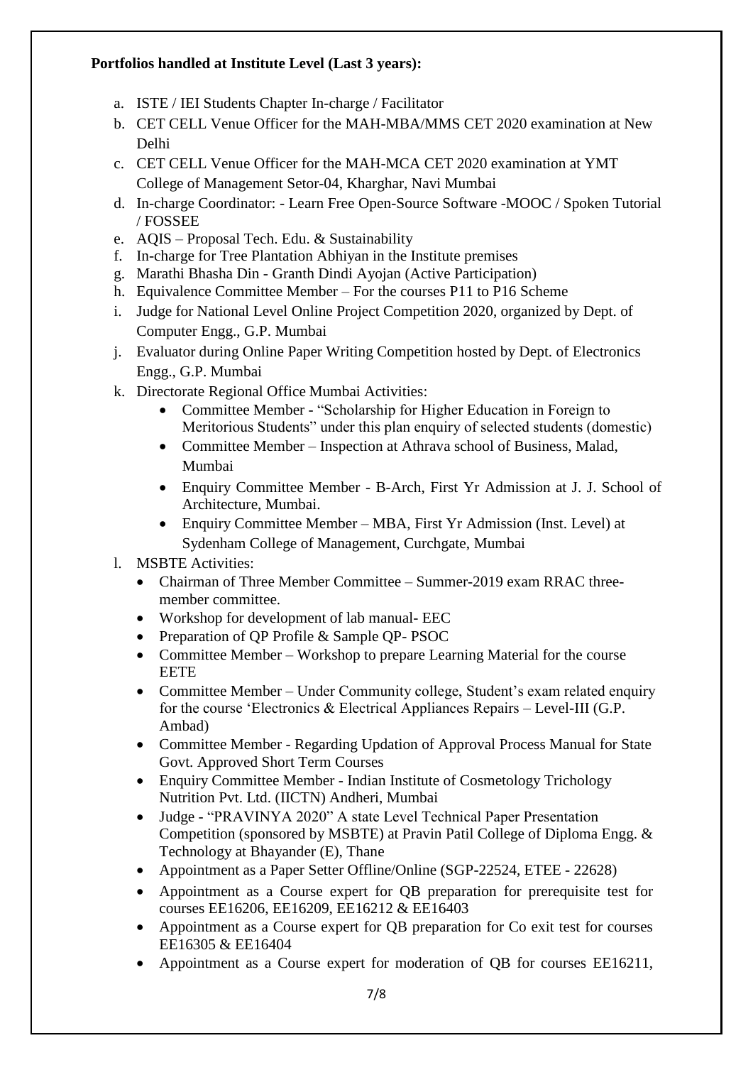**Portfolios handled at Institute Level (Last 3 years):**

a. ISTE / IEI Students Chapter In-charge / Facilitator
b. CET CELL Venue Officer for the MAH-MBA/MMS CET 2020 examination at New Delhi
c. CET CELL Venue Officer for the MAH-MCA CET 2020 examination at YMT College of Management Setor-04, Kharghar, Navi Mumbai
d. In-charge Coordinator: - Learn Free Open-Source Software -MOOC / Spoken Tutorial / FOSSEE
e. AQIS – Proposal Tech. Edu. & Sustainability
f. In-charge for Tree Plantation Abhiyan in the Institute premises
g. Marathi Bhasha Din - Granth Dindi Ayojan (Active Participation)
h. Equivalence Committee Member – For the courses P11 to P16 Scheme
i. Judge for National Level Online Project Competition 2020, organized by Dept. of Computer Engg., G.P. Mumbai
j. Evaluator during Online Paper Writing Competition hosted by Dept. of Electronics Engg., G.P. Mumbai
k. Directorate Regional Office Mumbai Activities:
    - Committee Member - "Scholarship for Higher Education in Foreign to Meritorious Students" under this plan enquiry of selected students (domestic)
    - Committee Member – Inspection at Athrava school of Business, Malad, Mumbai
    - Enquiry Committee Member - B-Arch, First Yr Admission at J. J. School of Architecture, Mumbai.
    - Enquiry Committee Member – MBA, First Yr Admission (Inst. Level) at Sydenham College of Management, Curchgate, Mumbai
l. MSBTE Activities:
    - Chairman of Three Member Committee – Summer-2019 exam RRAC three-member committee.
    - Workshop for development of lab manual- EEC
    - Preparation of QP Profile & Sample QP- PSOC
    - Committee Member – Workshop to prepare Learning Material for the course EETE
    - Committee Member – Under Community college, Student's exam related enquiry for the course 'Electronics & Electrical Appliances Repairs – Level-III (G.P. Ambad)
    - Committee Member - Regarding Updation of Approval Process Manual for State Govt. Approved Short Term Courses
    - Enquiry Committee Member - Indian Institute of Cosmetology Trichology Nutrition Pvt. Ltd. (IICTN) Andheri, Mumbai
    - Judge - "PRAVINYA 2020" A state Level Technical Paper Presentation Competition (sponsored by MSBTE) at Pravin Patil College of Diploma Engg. & Technology at Bhayander (E), Thane
    - Appointment as a Paper Setter Offline/Online (SGP-22524, ETEE - 22628)
    - Appointment as a Course expert for QB preparation for prerequisite test for courses EE16206, EE16209, EE16212 & EE16403
    - Appointment as a Course expert for QB preparation for Co exit test for courses EE16305 & EE16404
    - Appointment as a Course expert for moderation of QB for courses EE16211,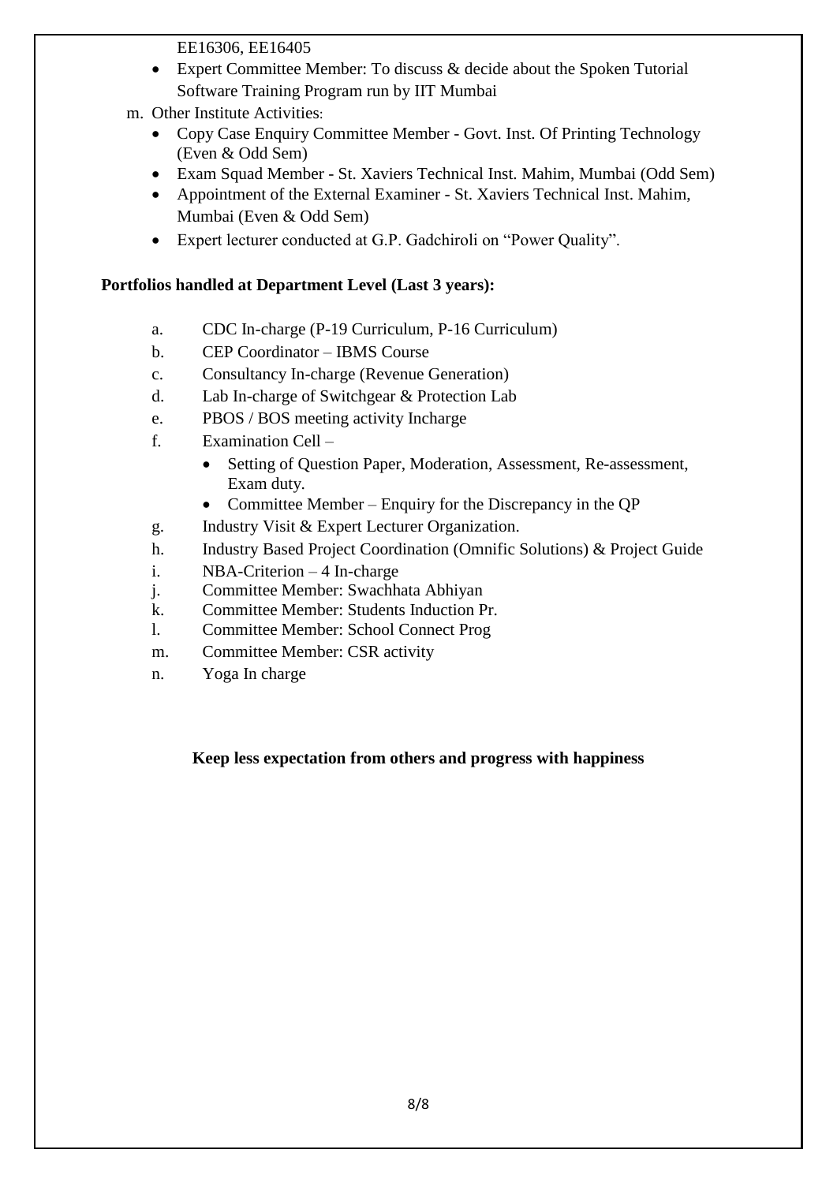EE16306, EE16405

- Expert Committee Member: To discuss & decide about the Spoken Tutorial Software Training Program run by IIT Mumbai

m. Other Institute Activities:
   - Copy Case Enquiry Committee Member - Govt. Inst. Of Printing Technology (Even & Odd Sem)
   - Exam Squad Member - St. Xaviers Technical Inst. Mahim, Mumbai (Odd Sem)
   - Appointment of the External Examiner - St. Xaviers Technical Inst. Mahim, Mumbai (Even & Odd Sem)
   - Expert lecturer conducted at G.P. Gadchiroli on "Power Quality".

**Portfolios handled at Department Level (Last 3 years):**

a. CDC In-charge (P-19 Curriculum, P-16 Curriculum)
b. CEP Coordinator – IBMS Course
c. Consultancy In-charge (Revenue Generation)
d. Lab In-charge of Switchgear & Protection Lab
e. PBOS / BOS meeting activity Incharge
f. Examination Cell –
   - Setting of Question Paper, Moderation, Assessment, Re-assessment, Exam duty.
   - Committee Member – Enquiry for the Discrepancy in the QP
g. Industry Visit & Expert Lecturer Organization.
h. Industry Based Project Coordination (Omnific Solutions) & Project Guide
i. NBA-Criterion – 4 In-charge
j. Committee Member: Swachhata Abhiyan
k. Committee Member: Students Induction Pr.
l. Committee Member: School Connect Prog
m. Committee Member: CSR activity
n. Yoga In charge

**Keep less expectation from others and progress with happiness**